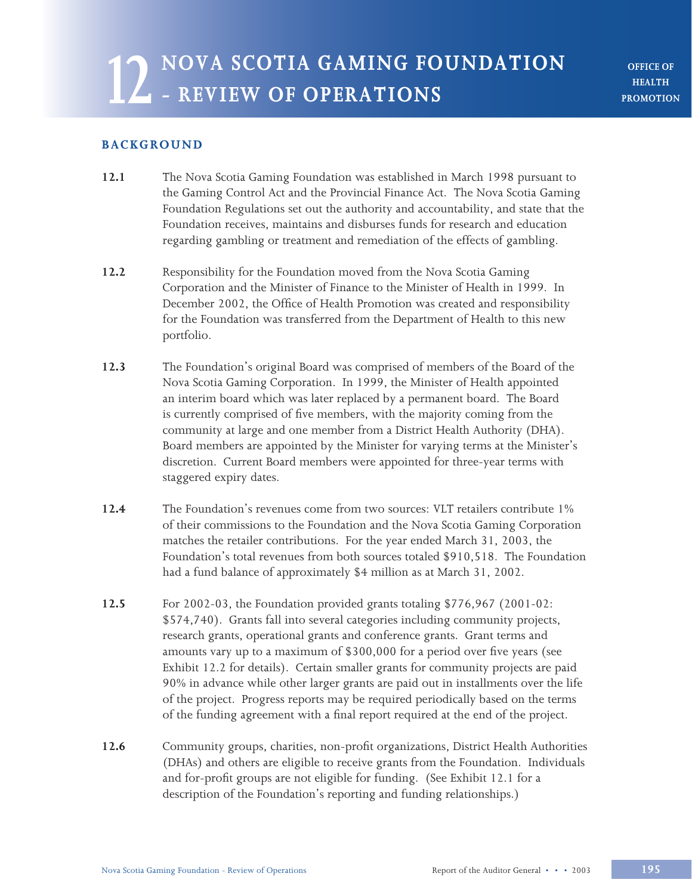# 12 NOVA SCOTIA GAMING FOUNDATION - REVIEW OF OPERATIONS

OFFICE OF HEALTH PROMOTION

## BACKGROUND

**12.1** The Nova Scotia Gaming Foundation was established in March 1998 pursuant to the Gaming Control Act and the Provincial Finance Act. The Nova Scotia Gaming Foundation Regulations set out the authority and accountability, and state that the Foundation receives, maintains and disburses funds for research and education regarding gambling or treatment and remediation of the effects of gambling.

**12.2** Responsibility for the Foundation moved from the Nova Scotia Gaming Corporation and the Minister of Finance to the Minister of Health in 1999. In December 2002, the Office of Health Promotion was created and responsibility for the Foundation was transferred from the Department of Health to this new portfolio.

**12.3** The Foundation's original Board was comprised of members of the Board of the Nova Scotia Gaming Corporation. In 1999, the Minister of Health appointed an interim board which was later replaced by a permanent board. The Board is currently comprised of five members, with the majority coming from the community at large and one member from a District Health Authority (DHA). Board members are appointed by the Minister for varying terms at the Minister's discretion. Current Board members were appointed for three-year terms with staggered expiry dates.

**12.4** The Foundation's revenues come from two sources: VLT retailers contribute 1% of their commissions to the Foundation and the Nova Scotia Gaming Corporation matches the retailer contributions. For the year ended March 31, 2003, the Foundation's total revenues from both sources totaled $910,518. The Foundation had a fund balance of approximately $4 million as at March 31, 2002.

**12.5** For 2002-03, the Foundation provided grants totaling $776,967 (2001-02: $574,740). Grants fall into several categories including community projects, research grants, operational grants and conference grants. Grant terms and amounts vary up to a maximum of $300,000 for a period over five years (see Exhibit 12.2 for details). Certain smaller grants for community projects are paid 90% in advance while other larger grants are paid out in installments over the life of the project. Progress reports may be required periodically based on the terms of the funding agreement with a final report required at the end of the project.

**12.6** Community groups, charities, non-profit organizations, District Health Authorities (DHAs) and others are eligible to receive grants from the Foundation. Individuals and for-profit groups are not eligible for funding. (See Exhibit 12.1 for a description of the Foundation's reporting and funding relationships.)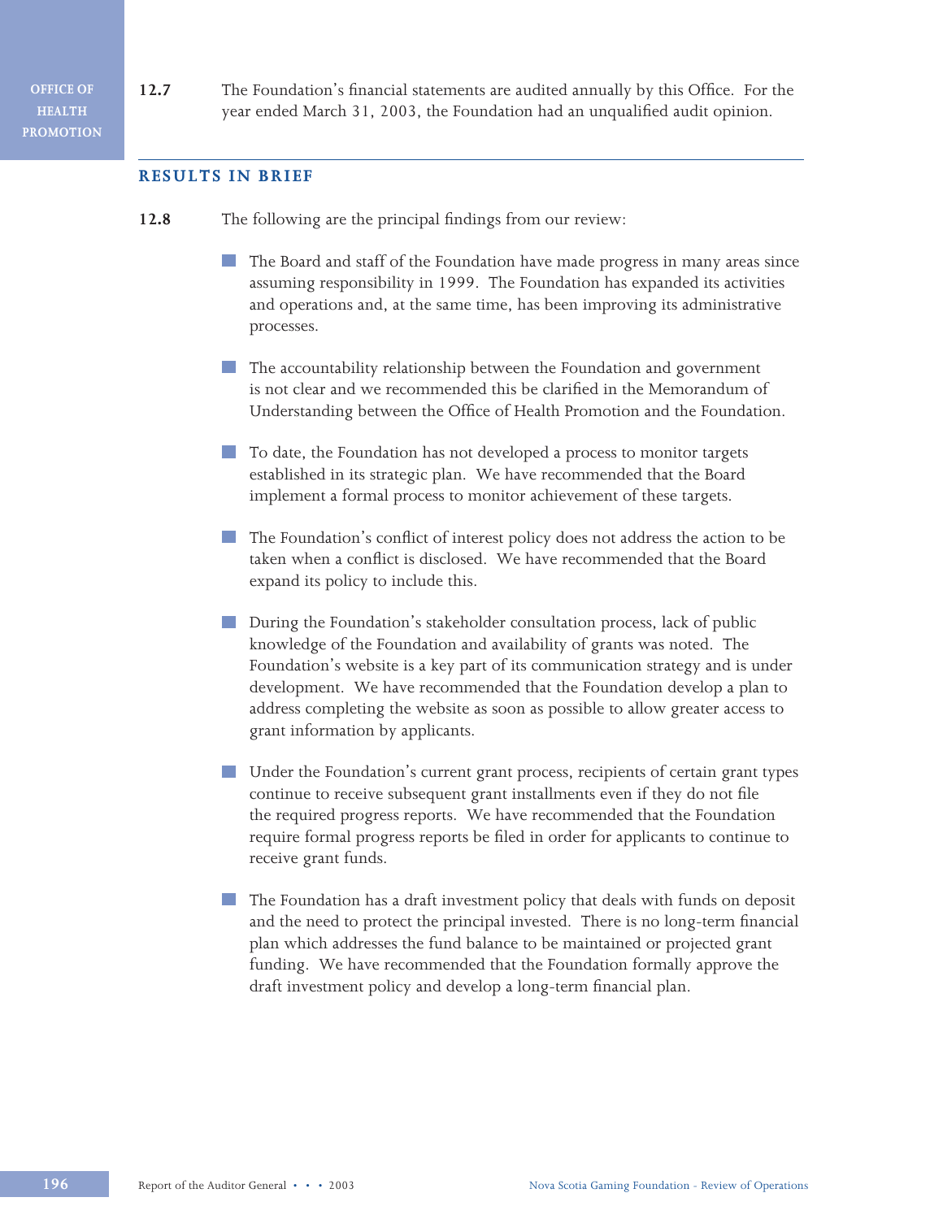**12.7** The Foundation's financial statements are audited annually by this Office. For the year ended March 31, 2003, the Foundation had an unqualified audit opinion.

## RESULTS IN BRIEF

**12.8** The following are the principal findings from our review:

- The Board and staff of the Foundation have made progress in many areas since assuming responsibility in 1999. The Foundation has expanded its activities and operations and, at the same time, has been improving its administrative processes.

- The accountability relationship between the Foundation and government is not clear and we recommended this be clarified in the Memorandum of Understanding between the Office of Health Promotion and the Foundation.

- To date, the Foundation has not developed a process to monitor targets established in its strategic plan. We have recommended that the Board implement a formal process to monitor achievement of these targets.

- The Foundation's conflict of interest policy does not address the action to be taken when a conflict is disclosed. We have recommended that the Board expand its policy to include this.

- During the Foundation's stakeholder consultation process, lack of public knowledge of the Foundation and availability of grants was noted. The Foundation's website is a key part of its communication strategy and is under development. We have recommended that the Foundation develop a plan to address completing the website as soon as possible to allow greater access to grant information by applicants.

- Under the Foundation's current grant process, recipients of certain grant types continue to receive subsequent grant installments even if they do not file the required progress reports. We have recommended that the Foundation require formal progress reports be filed in order for applicants to continue to receive grant funds.

- The Foundation has a draft investment policy that deals with funds on deposit and the need to protect the principal invested. There is no long-term financial plan which addresses the fund balance to be maintained or projected grant funding. We have recommended that the Foundation formally approve the draft investment policy and develop a long-term financial plan.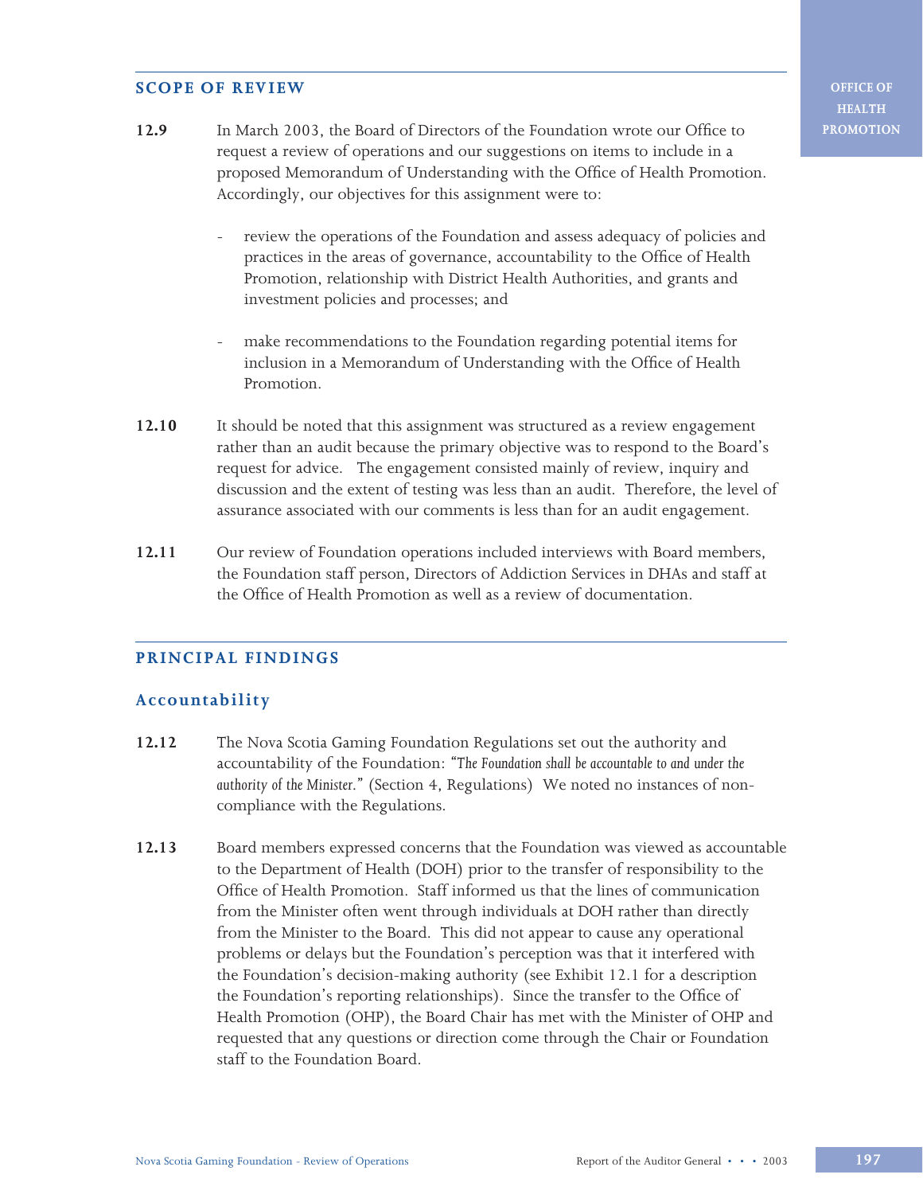## SCOPE OF REVIEW

**12.9** In March 2003, the Board of Directors of the Foundation wrote our Office to request a review of operations and our suggestions on items to include in a proposed Memorandum of Understanding with the Office of Health Promotion. Accordingly, our objectives for this assignment were to:

- review the operations of the Foundation and assess adequacy of policies and practices in the areas of governance, accountability to the Office of Health Promotion, relationship with District Health Authorities, and grants and investment policies and processes; and

- make recommendations to the Foundation regarding potential items for inclusion in a Memorandum of Understanding with the Office of Health Promotion.

**12.10** It should be noted that this assignment was structured as a review engagement rather than an audit because the primary objective was to respond to the Board's request for advice. The engagement consisted mainly of review, inquiry and discussion and the extent of testing was less than an audit. Therefore, the level of assurance associated with our comments is less than for an audit engagement.

**12.11** Our review of Foundation operations included interviews with Board members, the Foundation staff person, Directors of Addiction Services in DHAs and staff at the Office of Health Promotion as well as a review of documentation.

## PRINCIPAL FINDINGS

### Accountability

**12.12** The Nova Scotia Gaming Foundation Regulations set out the authority and accountability of the Foundation: *"The Foundation shall be accountable to and under the authority of the Minister."* (Section 4, Regulations) We noted no instances of non-compliance with the Regulations.

**12.13** Board members expressed concerns that the Foundation was viewed as accountable to the Department of Health (DOH) prior to the transfer of responsibility to the Office of Health Promotion. Staff informed us that the lines of communication from the Minister often went through individuals at DOH rather than directly from the Minister to the Board. This did not appear to cause any operational problems or delays but the Foundation's perception was that it interfered with the Foundation's decision-making authority (see Exhibit 12.1 for a description the Foundation's reporting relationships). Since the transfer to the Office of Health Promotion (OHP), the Board Chair has met with the Minister of OHP and requested that any questions or direction come through the Chair or Foundation staff to the Foundation Board.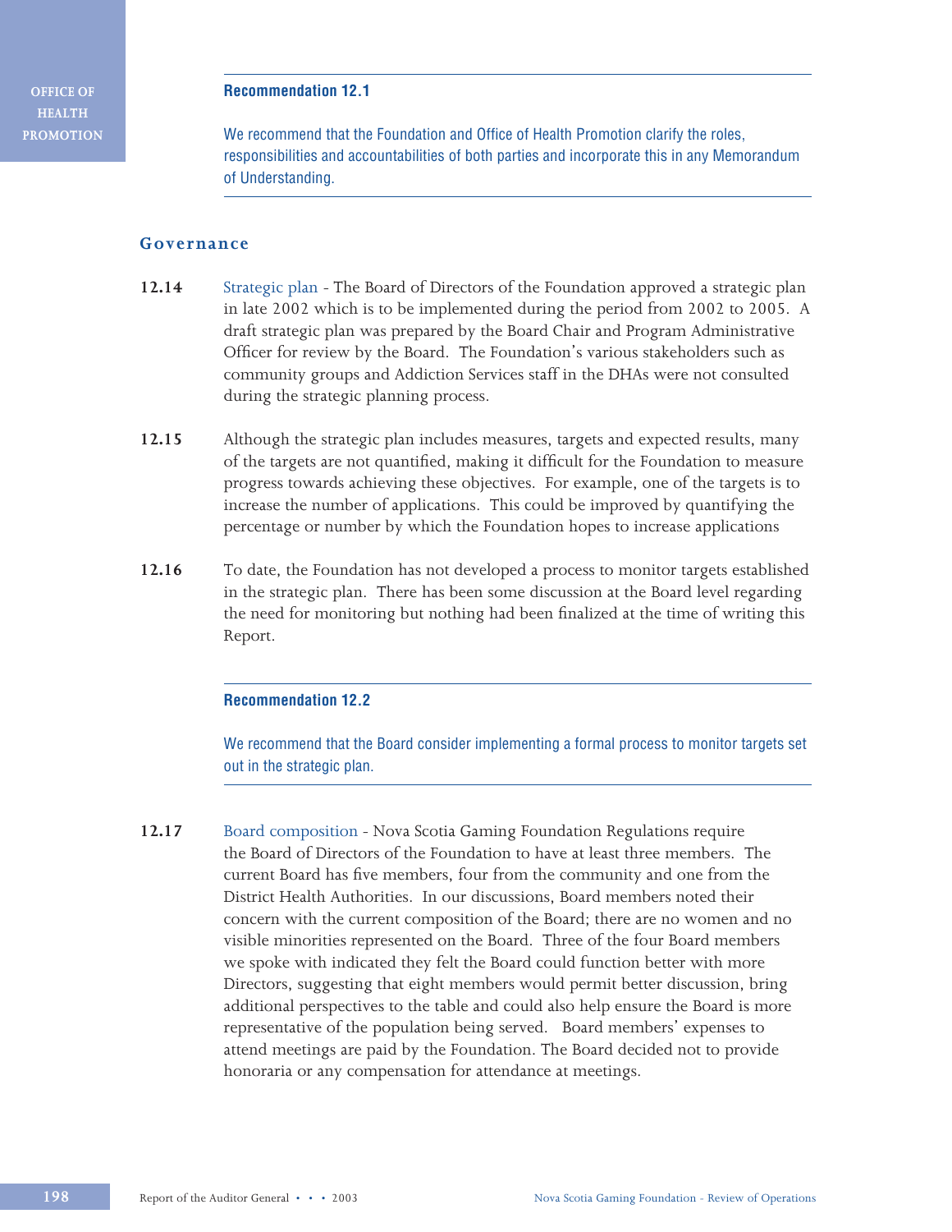**Recommendation 12.1**

We recommend that the Foundation and Office of Health Promotion clarify the roles, responsibilities and accountabilities of both parties and incorporate this in any Memorandum of Understanding.

## Governance

**12.14** Strategic plan - The Board of Directors of the Foundation approved a strategic plan in late 2002 which is to be implemented during the period from 2002 to 2005. A draft strategic plan was prepared by the Board Chair and Program Administrative Officer for review by the Board. The Foundation's various stakeholders such as community groups and Addiction Services staff in the DHAs were not consulted during the strategic planning process.

**12.15** Although the strategic plan includes measures, targets and expected results, many of the targets are not quantified, making it difficult for the Foundation to measure progress towards achieving these objectives. For example, one of the targets is to increase the number of applications. This could be improved by quantifying the percentage or number by which the Foundation hopes to increase applications

**12.16** To date, the Foundation has not developed a process to monitor targets established in the strategic plan. There has been some discussion at the Board level regarding the need for monitoring but nothing had been finalized at the time of writing this Report.

**Recommendation 12.2**

We recommend that the Board consider implementing a formal process to monitor targets set out in the strategic plan.

**12.17** Board composition - Nova Scotia Gaming Foundation Regulations require the Board of Directors of the Foundation to have at least three members. The current Board has five members, four from the community and one from the District Health Authorities. In our discussions, Board members noted their concern with the current composition of the Board; there are no women and no visible minorities represented on the Board. Three of the four Board members we spoke with indicated they felt the Board could function better with more Directors, suggesting that eight members would permit better discussion, bring additional perspectives to the table and could also help ensure the Board is more representative of the population being served. Board members' expenses to attend meetings are paid by the Foundation. The Board decided not to provide honoraria or any compensation for attendance at meetings.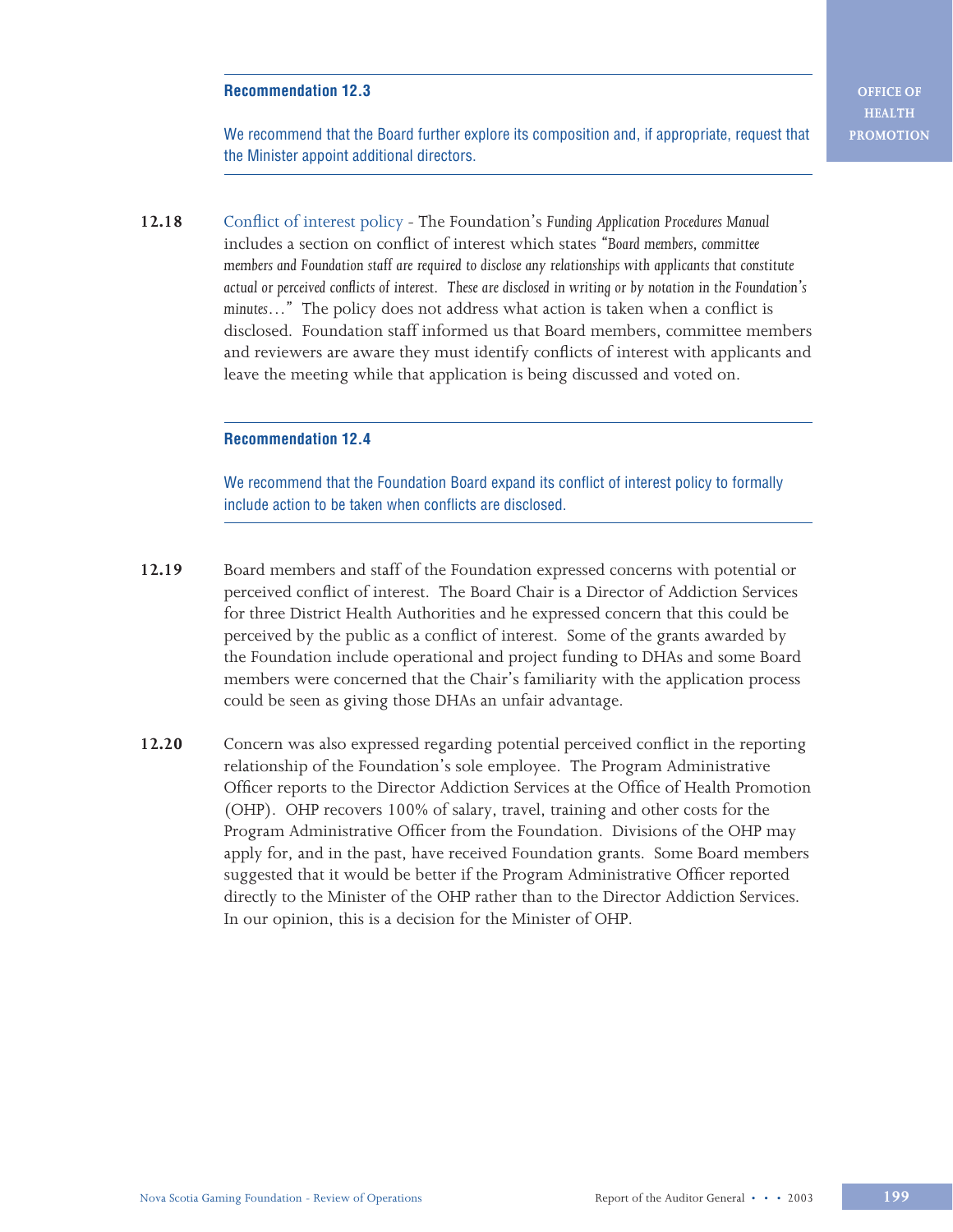**Recommendation 12.3**

We recommend that the Board further explore its composition and, if appropriate, request that the Minister appoint additional directors.

**12.18** Conflict of interest policy - The Foundation's *Funding Application Procedures Manual* includes a section on conflict of interest which states *"Board members, committee members and Foundation staff are required to disclose any relationships with applicants that constitute actual or perceived conflicts of interest. These are disclosed in writing or by notation in the Foundation's minutes…"* The policy does not address what action is taken when a conflict is disclosed. Foundation staff informed us that Board members, committee members and reviewers are aware they must identify conflicts of interest with applicants and leave the meeting while that application is being discussed and voted on.

**Recommendation 12.4**

We recommend that the Foundation Board expand its conflict of interest policy to formally include action to be taken when conflicts are disclosed.

**12.19** Board members and staff of the Foundation expressed concerns with potential or perceived conflict of interest. The Board Chair is a Director of Addiction Services for three District Health Authorities and he expressed concern that this could be perceived by the public as a conflict of interest. Some of the grants awarded by the Foundation include operational and project funding to DHAs and some Board members were concerned that the Chair's familiarity with the application process could be seen as giving those DHAs an unfair advantage.

**12.20** Concern was also expressed regarding potential perceived conflict in the reporting relationship of the Foundation's sole employee. The Program Administrative Officer reports to the Director Addiction Services at the Office of Health Promotion (OHP). OHP recovers 100% of salary, travel, training and other costs for the Program Administrative Officer from the Foundation. Divisions of the OHP may apply for, and in the past, have received Foundation grants. Some Board members suggested that it would be better if the Program Administrative Officer reported directly to the Minister of the OHP rather than to the Director Addiction Services. In our opinion, this is a decision for the Minister of OHP.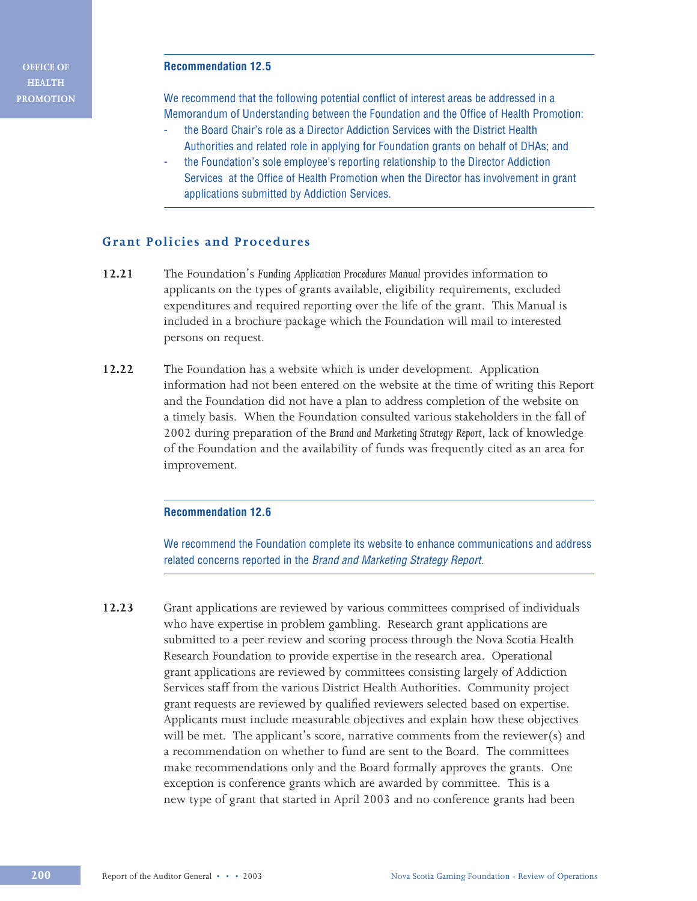**Recommendation 12.5**

We recommend that the following potential conflict of interest areas be addressed in a Memorandum of Understanding between the Foundation and the Office of Health Promotion:

- the Board Chair's role as a Director Addiction Services with the District Health Authorities and related role in applying for Foundation grants on behalf of DHAs; and
- the Foundation's sole employee's reporting relationship to the Director Addiction Services at the Office of Health Promotion when the Director has involvement in grant applications submitted by Addiction Services.

## Grant Policies and Procedures

**12.21** The Foundation's *Funding Application Procedures Manual* provides information to applicants on the types of grants available, eligibility requirements, excluded expenditures and required reporting over the life of the grant. This Manual is included in a brochure package which the Foundation will mail to interested persons on request.

**12.22** The Foundation has a website which is under development. Application information had not been entered on the website at the time of writing this Report and the Foundation did not have a plan to address completion of the website on a timely basis. When the Foundation consulted various stakeholders in the fall of 2002 during preparation of the *Brand and Marketing Strategy Report*, lack of knowledge of the Foundation and the availability of funds was frequently cited as an area for improvement.

**Recommendation 12.6**

We recommend the Foundation complete its website to enhance communications and address related concerns reported in the *Brand and Marketing Strategy Report*.

**12.23** Grant applications are reviewed by various committees comprised of individuals who have expertise in problem gambling. Research grant applications are submitted to a peer review and scoring process through the Nova Scotia Health Research Foundation to provide expertise in the research area. Operational grant applications are reviewed by committees consisting largely of Addiction Services staff from the various District Health Authorities. Community project grant requests are reviewed by qualified reviewers selected based on expertise. Applicants must include measurable objectives and explain how these objectives will be met. The applicant's score, narrative comments from the reviewer(s) and a recommendation on whether to fund are sent to the Board. The committees make recommendations only and the Board formally approves the grants. One exception is conference grants which are awarded by committee. This is a new type of grant that started in April 2003 and no conference grants had been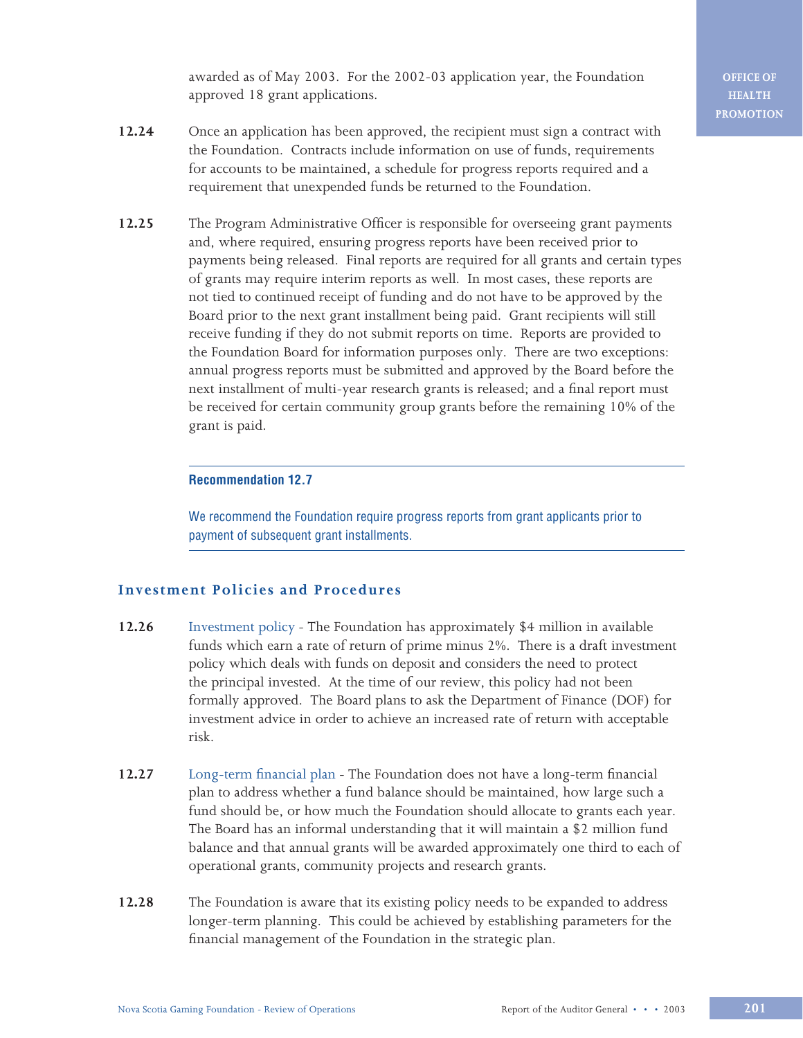awarded as of May 2003. For the 2002-03 application year, the Foundation approved 18 grant applications.

**12.24** Once an application has been approved, the recipient must sign a contract with the Foundation. Contracts include information on use of funds, requirements for accounts to be maintained, a schedule for progress reports required and a requirement that unexpended funds be returned to the Foundation.

**12.25** The Program Administrative Officer is responsible for overseeing grant payments and, where required, ensuring progress reports have been received prior to payments being released. Final reports are required for all grants and certain types of grants may require interim reports as well. In most cases, these reports are not tied to continued receipt of funding and do not have to be approved by the Board prior to the next grant installment being paid. Grant recipients will still receive funding if they do not submit reports on time. Reports are provided to the Foundation Board for information purposes only. There are two exceptions: annual progress reports must be submitted and approved by the Board before the next installment of multi-year research grants is released; and a final report must be received for certain community group grants before the remaining 10% of the grant is paid.

---

**Recommendation 12.7**

We recommend the Foundation require progress reports from grant applicants prior to payment of subsequent grant installments.

---

## Investment Policies and Procedures

**12.26** Investment policy - The Foundation has approximately $4 million in available funds which earn a rate of return of prime minus 2%. There is a draft investment policy which deals with funds on deposit and considers the need to protect the principal invested. At the time of our review, this policy had not been formally approved. The Board plans to ask the Department of Finance (DOF) for investment advice in order to achieve an increased rate of return with acceptable risk.

**12.27** Long-term financial plan - The Foundation does not have a long-term financial plan to address whether a fund balance should be maintained, how large such a fund should be, or how much the Foundation should allocate to grants each year. The Board has an informal understanding that it will maintain a $2 million fund balance and that annual grants will be awarded approximately one third to each of operational grants, community projects and research grants.

**12.28** The Foundation is aware that its existing policy needs to be expanded to address longer-term planning. This could be achieved by establishing parameters for the financial management of the Foundation in the strategic plan.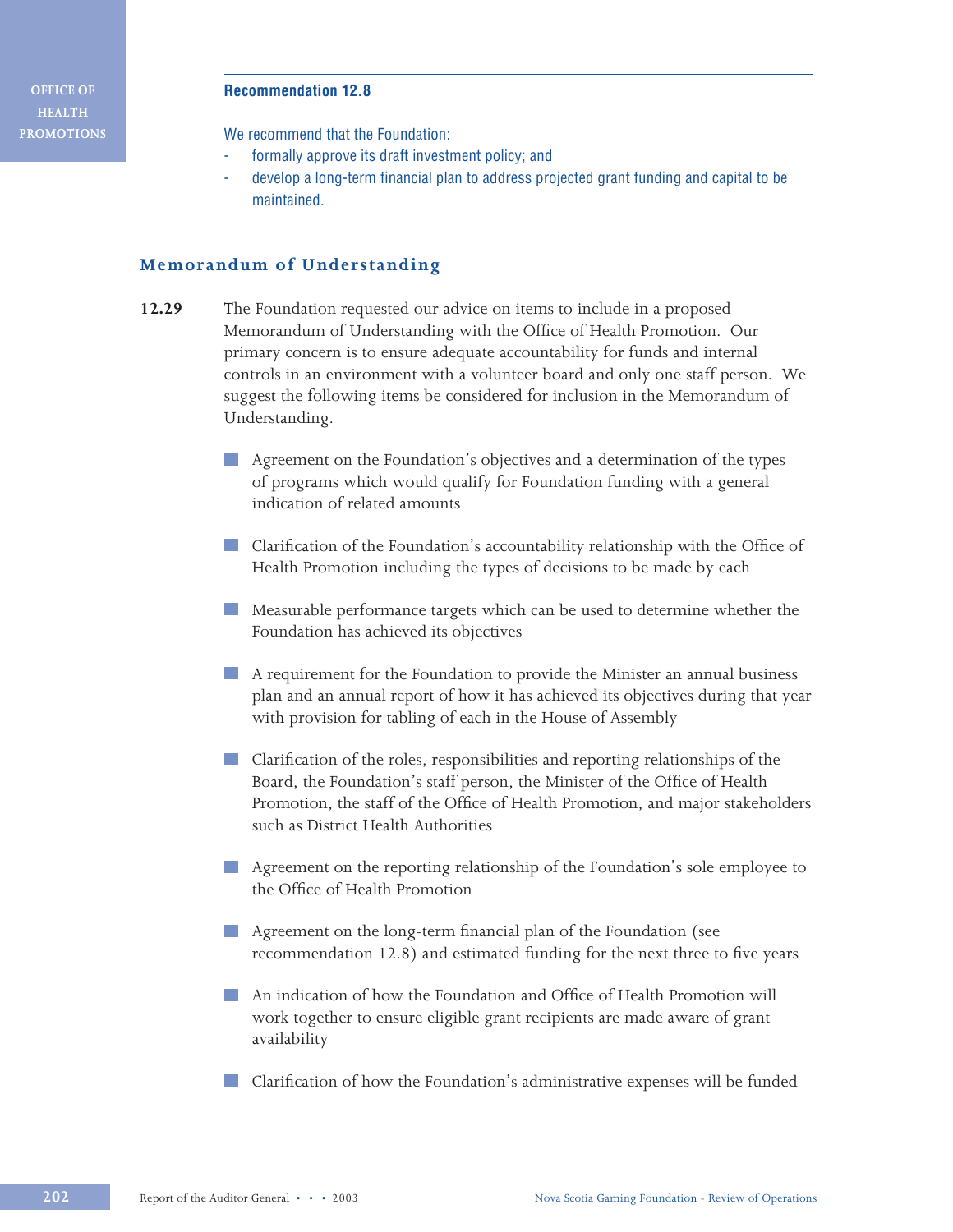**Recommendation 12.8**

We recommend that the Foundation:

- formally approve its draft investment policy; and
- develop a long-term financial plan to address projected grant funding and capital to be maintained.

## Memorandum of Understanding

**12.29** The Foundation requested our advice on items to include in a proposed Memorandum of Understanding with the Office of Health Promotion. Our primary concern is to ensure adequate accountability for funds and internal controls in an environment with a volunteer board and only one staff person. We suggest the following items be considered for inclusion in the Memorandum of Understanding.

- Agreement on the Foundation's objectives and a determination of the types of programs which would qualify for Foundation funding with a general indication of related amounts
- Clarification of the Foundation's accountability relationship with the Office of Health Promotion including the types of decisions to be made by each
- Measurable performance targets which can be used to determine whether the Foundation has achieved its objectives
- A requirement for the Foundation to provide the Minister an annual business plan and an annual report of how it has achieved its objectives during that year with provision for tabling of each in the House of Assembly
- Clarification of the roles, responsibilities and reporting relationships of the Board, the Foundation's staff person, the Minister of the Office of Health Promotion, the staff of the Office of Health Promotion, and major stakeholders such as District Health Authorities
- Agreement on the reporting relationship of the Foundation's sole employee to the Office of Health Promotion
- Agreement on the long-term financial plan of the Foundation (see recommendation 12.8) and estimated funding for the next three to five years
- An indication of how the Foundation and Office of Health Promotion will work together to ensure eligible grant recipients are made aware of grant availability
- Clarification of how the Foundation's administrative expenses will be funded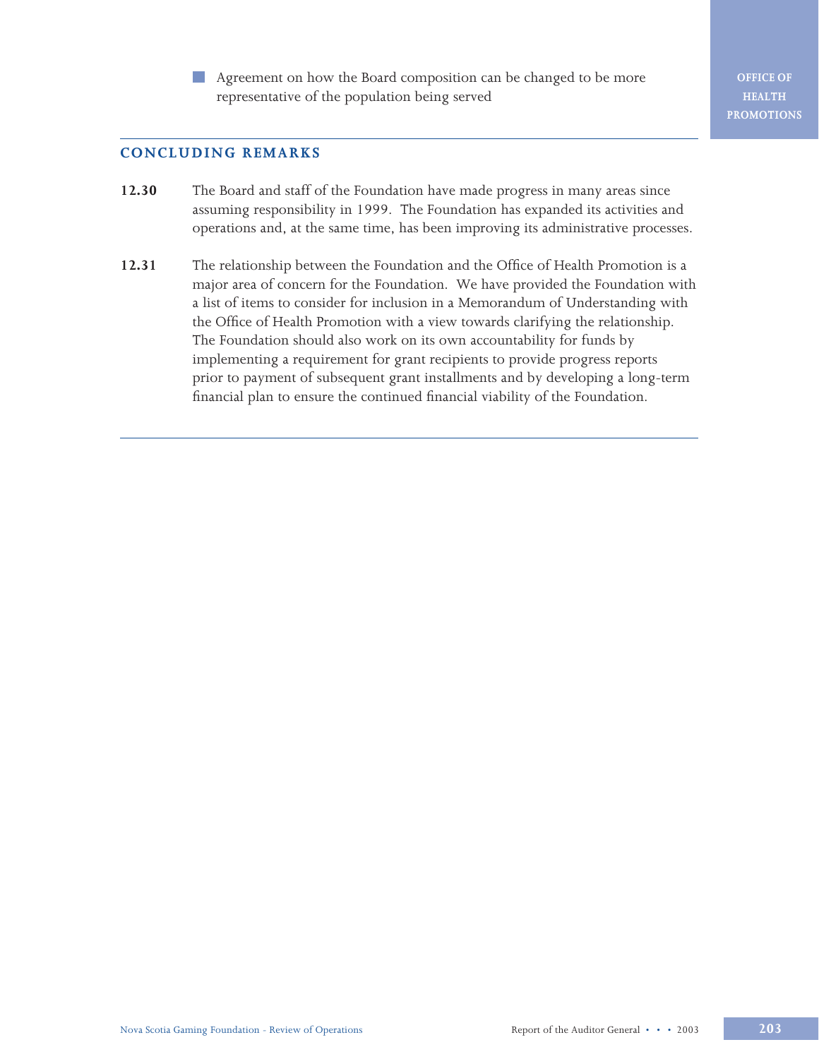- Agreement on how the Board composition can be changed to be more representative of the population being served

## CONCLUDING REMARKS

**12.30** The Board and staff of the Foundation have made progress in many areas since assuming responsibility in 1999. The Foundation has expanded its activities and operations and, at the same time, has been improving its administrative processes.

**12.31** The relationship between the Foundation and the Office of Health Promotion is a major area of concern for the Foundation. We have provided the Foundation with a list of items to consider for inclusion in a Memorandum of Understanding with the Office of Health Promotion with a view towards clarifying the relationship. The Foundation should also work on its own accountability for funds by implementing a requirement for grant recipients to provide progress reports prior to payment of subsequent grant installments and by developing a long-term financial plan to ensure the continued financial viability of the Foundation.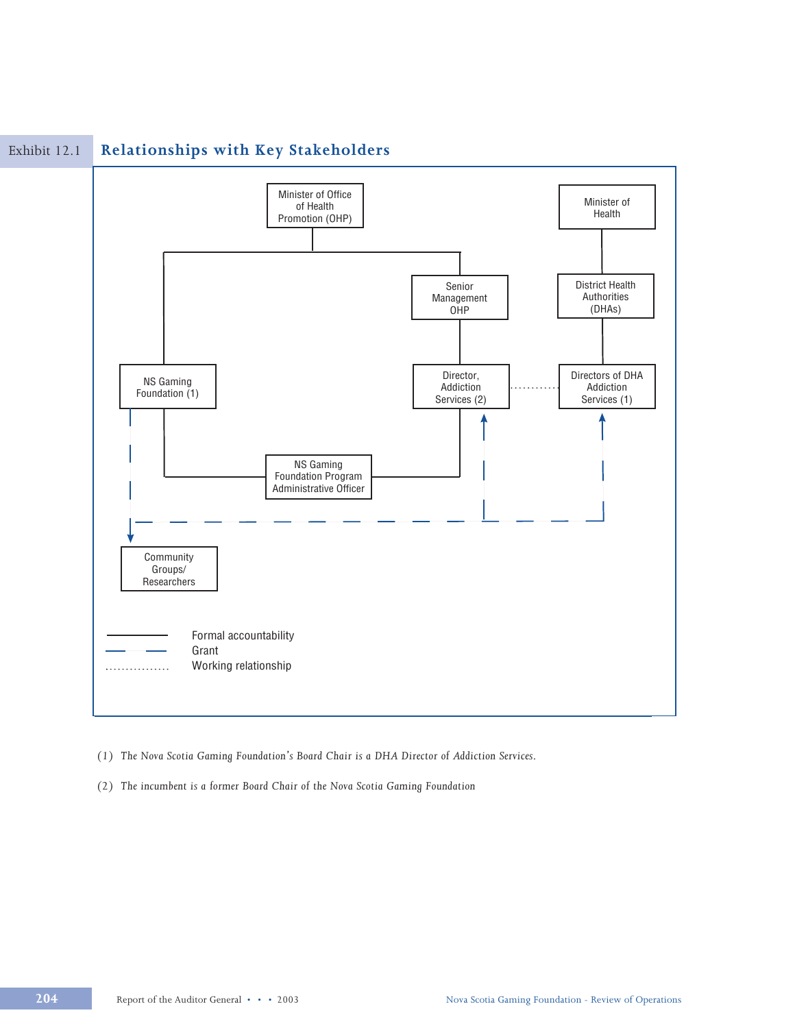## Exhibit 12.1 Relationships with Key Stakeholders

Minister of Office of Health Promotion (OHP)

Minister of Health

Senior Management OHP

District Health Authorities (DHAs)

NS Gaming Foundation (1)

Director, Addiction Services (2)

Directors of DHA Addiction Services (1)

NS Gaming Foundation Program Administrative Officer

Community Groups/ Researchers

Formal accountability

Grant

Working relationship

(1) *The Nova Scotia Gaming Foundation's Board Chair is a DHA Director of Addiction Services.*

(2) *The incumbent is a former Board Chair of the Nova Scotia Gaming Foundation*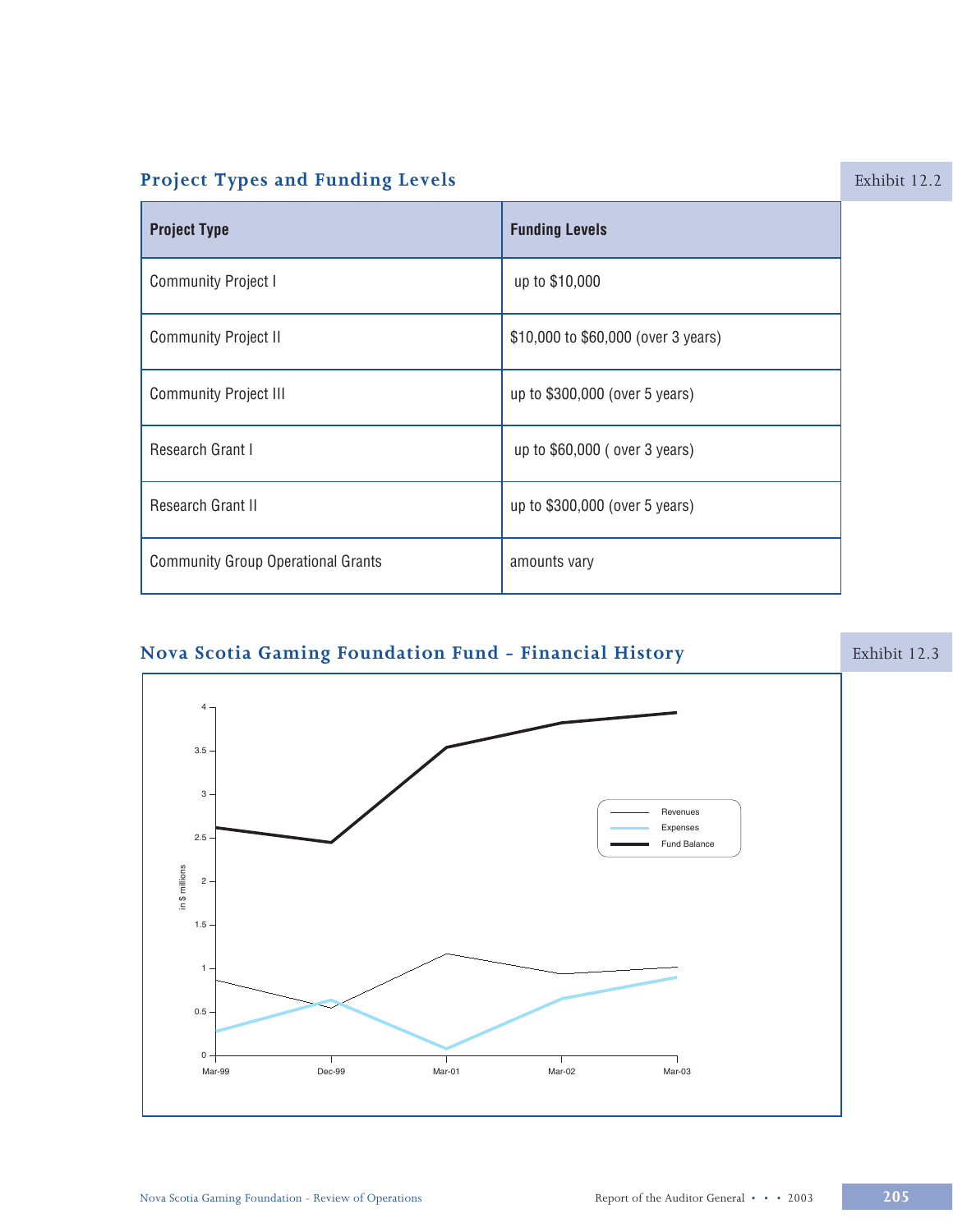## Project Types and Funding Levels

Exhibit 12.2

| Project Type | Funding Levels |
|---|---|
| Community Project I | up to $10,000 |
| Community Project II | $10,000 to $60,000 (over 3 years) |
| Community Project III | up to $300,000 (over 5 years) |
| Research Grant I | up to $60,000 ( over 3 years) |
| Research Grant II | up to $300,000 (over 5 years) |
| Community Group Operational Grants | amounts vary |

## Nova Scotia Gaming Foundation Fund - Financial History

Exhibit 12.3

in $ millions

Revenues
Expenses
Fund Balance

Mar-99 Dec-99 Mar-01 Mar-02 Mar-03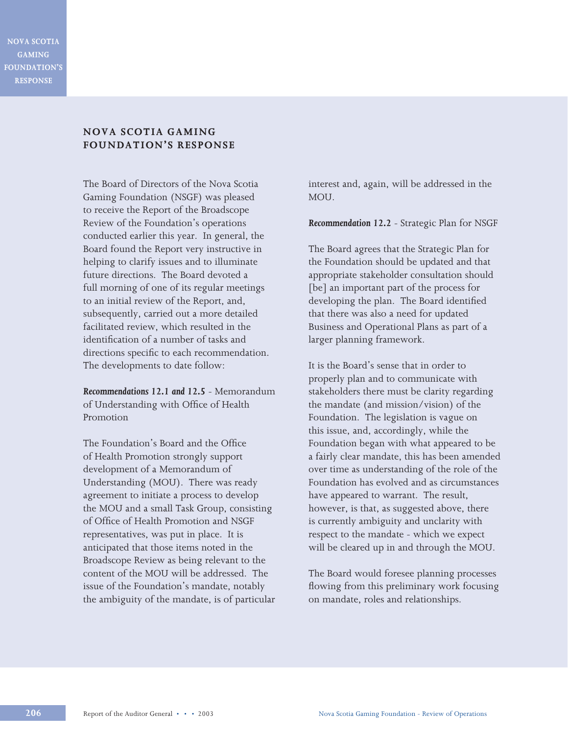## NOVA SCOTIA GAMING FOUNDATION'S RESPONSE

The Board of Directors of the Nova Scotia Gaming Foundation (NSGF) was pleased to receive the Report of the Broadscope Review of the Foundation's operations conducted earlier this year. In general, the Board found the Report very instructive in helping to clarify issues and to illuminate future directions. The Board devoted a full morning of one of its regular meetings to an initial review of the Report, and, subsequently, carried out a more detailed facilitated review, which resulted in the identification of a number of tasks and directions specific to each recommendation. The developments to date follow:

***Recommendations 12.1 and 12.5*** - Memorandum of Understanding with Office of Health Promotion

The Foundation's Board and the Office of Health Promotion strongly support development of a Memorandum of Understanding (MOU). There was ready agreement to initiate a process to develop the MOU and a small Task Group, consisting of Office of Health Promotion and NSGF representatives, was put in place. It is anticipated that those items noted in the Broadscope Review as being relevant to the content of the MOU will be addressed. The issue of the Foundation's mandate, notably the ambiguity of the mandate, is of particular interest and, again, will be addressed in the MOU.

***Recommendation 12.2*** - Strategic Plan for NSGF

The Board agrees that the Strategic Plan for the Foundation should be updated and that appropriate stakeholder consultation should [be] an important part of the process for developing the plan. The Board identified that there was also a need for updated Business and Operational Plans as part of a larger planning framework.

It is the Board's sense that in order to properly plan and to communicate with stakeholders there must be clarity regarding the mandate (and mission/vision) of the Foundation. The legislation is vague on this issue, and, accordingly, while the Foundation began with what appeared to be a fairly clear mandate, this has been amended over time as understanding of the role of the Foundation has evolved and as circumstances have appeared to warrant. The result, however, is that, as suggested above, there is currently ambiguity and unclarity with respect to the mandate - which we expect will be cleared up in and through the MOU.

The Board would foresee planning processes flowing from this preliminary work focusing on mandate, roles and relationships.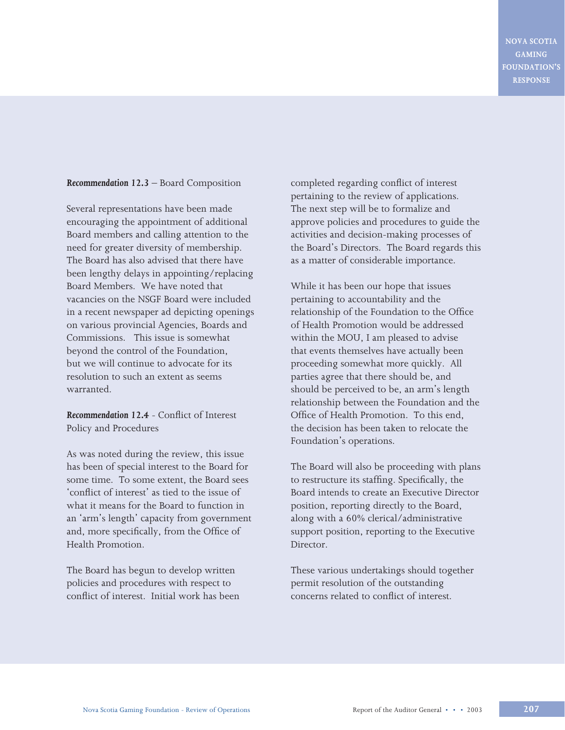***Recommendation 12.3*** – Board Composition

Several representations have been made encouraging the appointment of additional Board members and calling attention to the need for greater diversity of membership. The Board has also advised that there have been lengthy delays in appointing/replacing Board Members. We have noted that vacancies on the NSGF Board were included in a recent newspaper ad depicting openings on various provincial Agencies, Boards and Commissions. This issue is somewhat beyond the control of the Foundation, but we will continue to advocate for its resolution to such an extent as seems warranted.

***Recommendation 12.4*** - Conflict of Interest Policy and Procedures

As was noted during the review, this issue has been of special interest to the Board for some time. To some extent, the Board sees 'conflict of interest' as tied to the issue of what it means for the Board to function in an 'arm's length' capacity from government and, more specifically, from the Office of Health Promotion.

The Board has begun to develop written policies and procedures with respect to conflict of interest. Initial work has been completed regarding conflict of interest pertaining to the review of applications. The next step will be to formalize and approve policies and procedures to guide the activities and decision-making processes of the Board's Directors. The Board regards this as a matter of considerable importance.

While it has been our hope that issues pertaining to accountability and the relationship of the Foundation to the Office of Health Promotion would be addressed within the MOU, I am pleased to advise that events themselves have actually been proceeding somewhat more quickly. All parties agree that there should be, and should be perceived to be, an arm's length relationship between the Foundation and the Office of Health Promotion. To this end, the decision has been taken to relocate the Foundation's operations.

The Board will also be proceeding with plans to restructure its staffing. Specifically, the Board intends to create an Executive Director position, reporting directly to the Board, along with a 60% clerical/administrative support position, reporting to the Executive Director.

These various undertakings should together permit resolution of the outstanding concerns related to conflict of interest.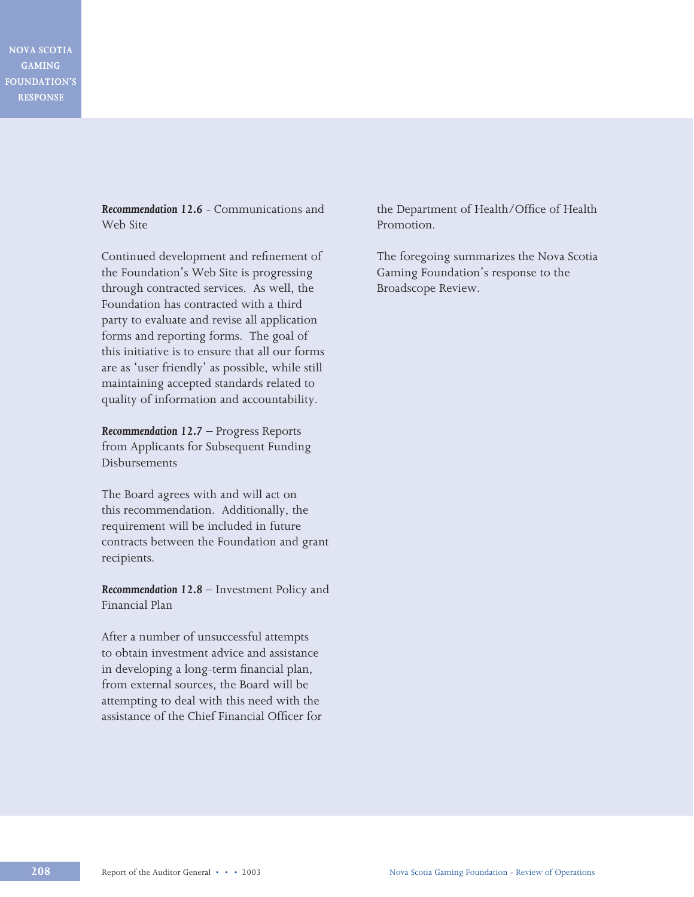***Recommendation 12.6*** - Communications and Web Site

Continued development and refinement of the Foundation's Web Site is progressing through contracted services. As well, the Foundation has contracted with a third party to evaluate and revise all application forms and reporting forms. The goal of this initiative is to ensure that all our forms are as 'user friendly' as possible, while still maintaining accepted standards related to quality of information and accountability.

***Recommendation 12.7*** – Progress Reports from Applicants for Subsequent Funding Disbursements

The Board agrees with and will act on this recommendation. Additionally, the requirement will be included in future contracts between the Foundation and grant recipients.

***Recommendation 12.8*** – Investment Policy and Financial Plan

After a number of unsuccessful attempts to obtain investment advice and assistance in developing a long-term financial plan, from external sources, the Board will be attempting to deal with this need with the assistance of the Chief Financial Officer for the Department of Health/Office of Health Promotion.

The foregoing summarizes the Nova Scotia Gaming Foundation's response to the Broadscope Review.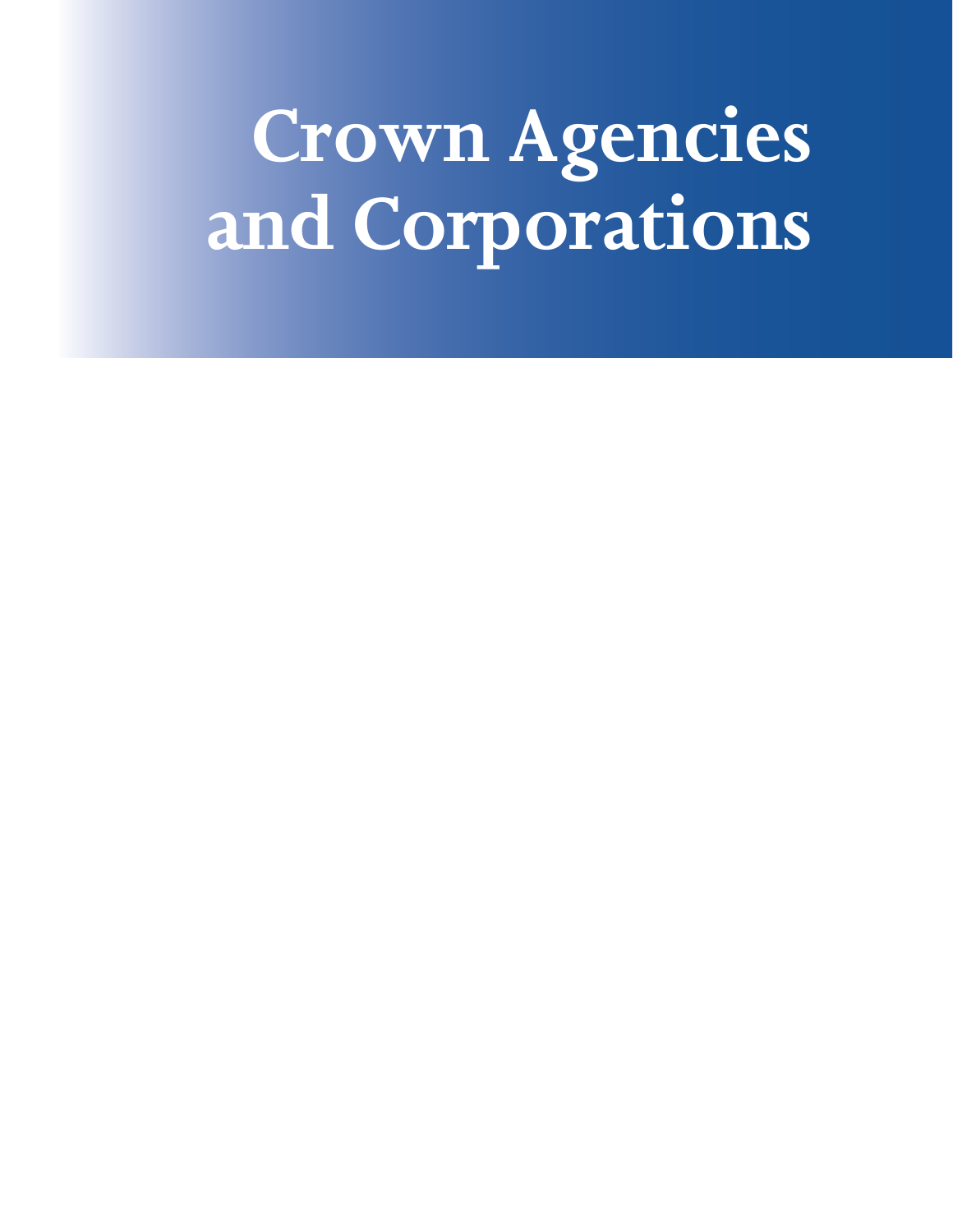# Crown Agencies and Corporations